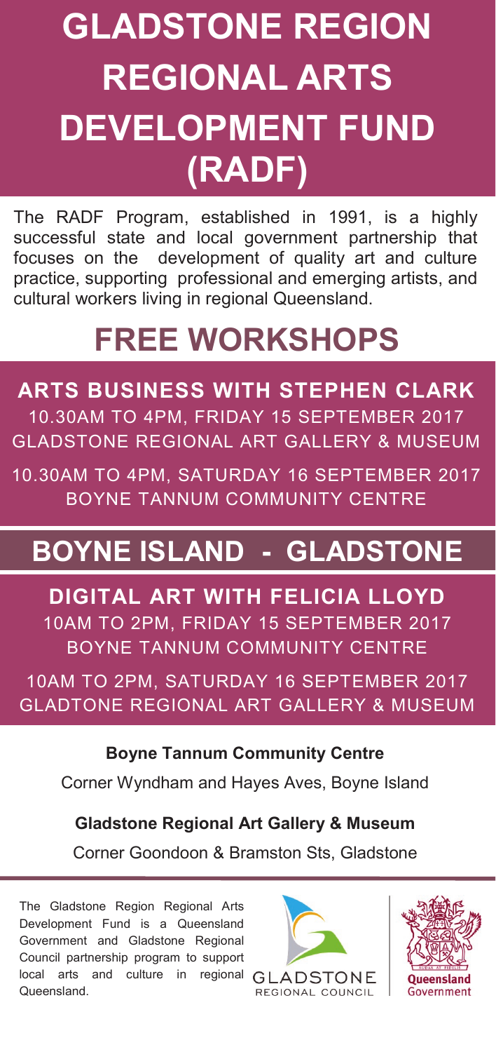# GLADSTONE REGION REGIONAL ARTS DEVELOPMENT FUND (RADF)

The RADF Program, established in 1991, is a highly successful state and local government partnership that focuses on the development of quality art and culture practice, supporting professional and emerging artists, and cultural workers living in regional Queensland.

# FREE WORKSHOPS

## ARTS BUSINESS WITH STEPHEN CLARK

10.30AM TO 4PM, FRIDAY 15 SEPTEMBER 2017
GLADSTONE REGIONAL ART GALLERY & MUSEUM

10.30AM TO 4PM, SATURDAY 16 SEPTEMBER 2017
BOYNE TANNUM COMMUNITY CENTRE

## BOYNE ISLAND - GLADSTONE

## DIGITAL ART WITH FELICIA LLOYD

10AM TO 2PM, FRIDAY 15 SEPTEMBER 2017
BOYNE TANNUM COMMUNITY CENTRE

10AM TO 2PM, SATURDAY 16 SEPTEMBER 2017
GLADTONE REGIONAL ART GALLERY & MUSEUM

**Boyne Tannum Community Centre**

Corner Wyndham and Hayes Aves, Boyne Island

**Gladstone Regional Art Gallery & Museum**

Corner Goondoon & Bramston Sts, Gladstone

The Gladstone Region Regional Arts Development Fund is a Queensland Government and Gladstone Regional Council partnership program to support local arts and culture in regional Queensland.

GLADSTONE REGIONAL COUNCIL

Queensland Government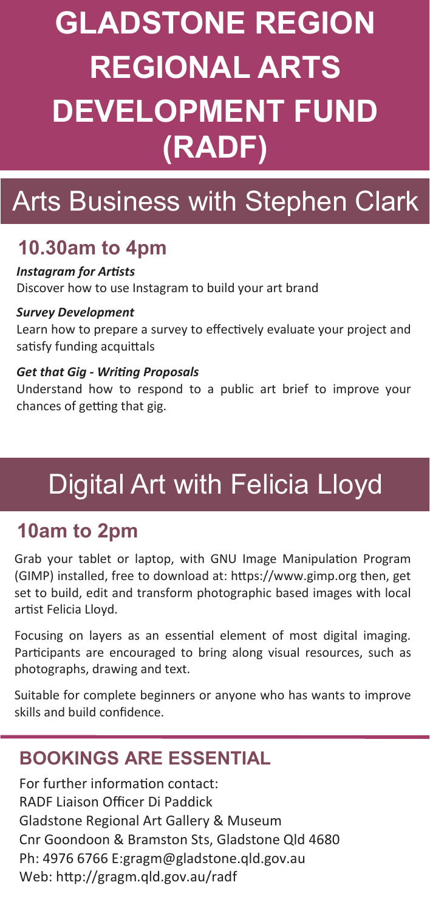# GLADSTONE REGION REGIONAL ARTS DEVELOPMENT FUND (RADF)

## Arts Business with Stephen Clark

### 10.30am to 4pm

***Instagram for Artists***
Discover how to use Instagram to build your art brand

***Survey Development***
Learn how to prepare a survey to effectively evaluate your project and satisfy funding acquittals

***Get that Gig - Writing Proposals***
Understand how to respond to a public art brief to improve your chances of getting that gig.

## Digital Art with Felicia Lloyd

### 10am to 2pm

Grab your tablet or laptop, with GNU Image Manipulation Program (GIMP) installed, free to download at: https://www.gimp.org then, get set to build, edit and transform photographic based images with local artist Felicia Lloyd.

Focusing on layers as an essential element of most digital imaging. Participants are encouraged to bring along visual resources, such as photographs, drawing and text.

Suitable for complete beginners or anyone who has wants to improve skills and build confidence.

### BOOKINGS ARE ESSENTIAL

For further information contact:
RADF Liaison Officer Di Paddick
Gladstone Regional Art Gallery & Museum
Cnr Goondoon & Bramston Sts, Gladstone Qld 4680
Ph: 4976 6766 E:gragm@gladstone.qld.gov.au
Web: http://gragm.qld.gov.au/radf